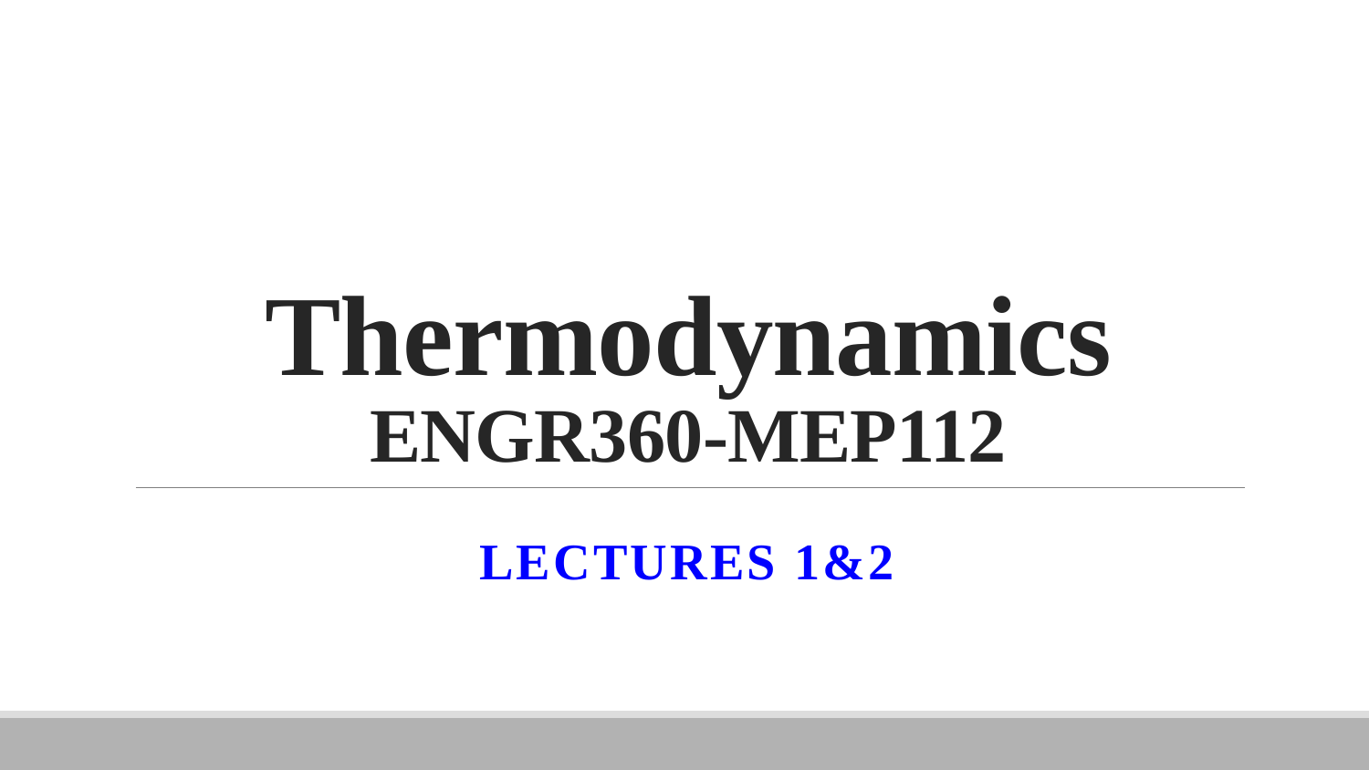# Thermodynamics
## ENGR360-MEP112

---

**LECTURES 1&2**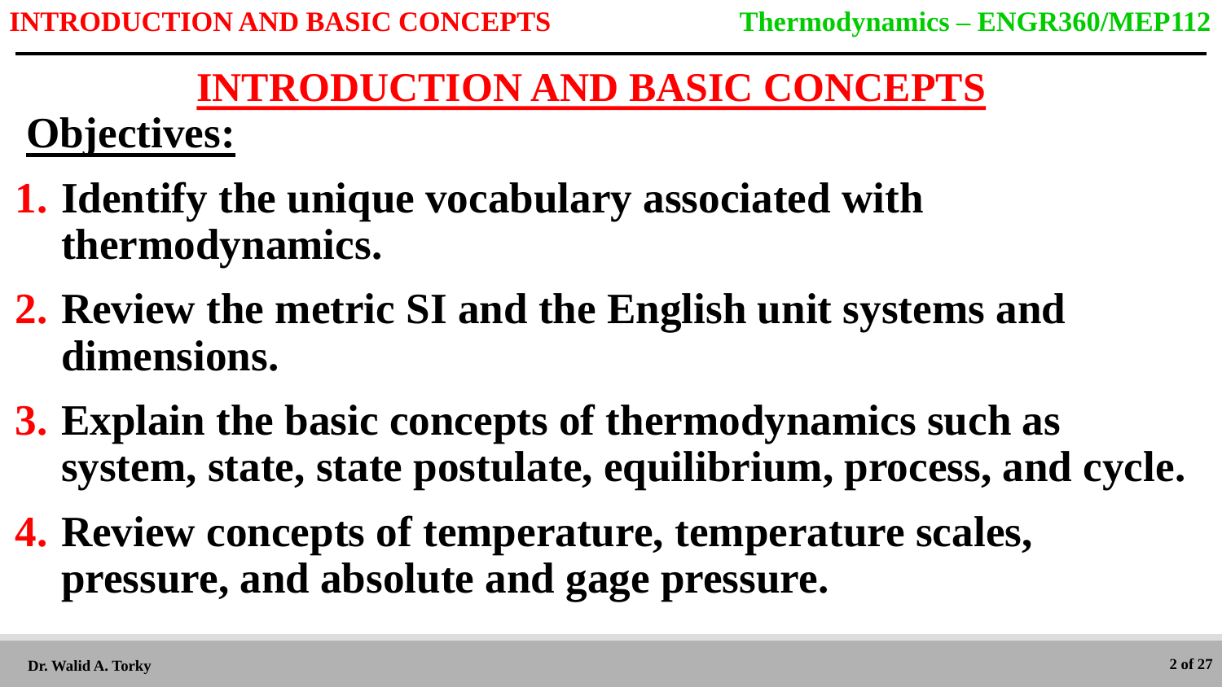# INTRODUCTION AND BASIC CONCEPTS

## Objectives:

1. **Identify the unique vocabulary associated with thermodynamics.**
2. **Review the metric SI and the English unit systems and dimensions.**
3. **Explain the basic concepts of thermodynamics such as system, state, state postulate, equilibrium, process, and cycle.**
4. **Review concepts of temperature, temperature scales, pressure, and absolute and gage pressure.**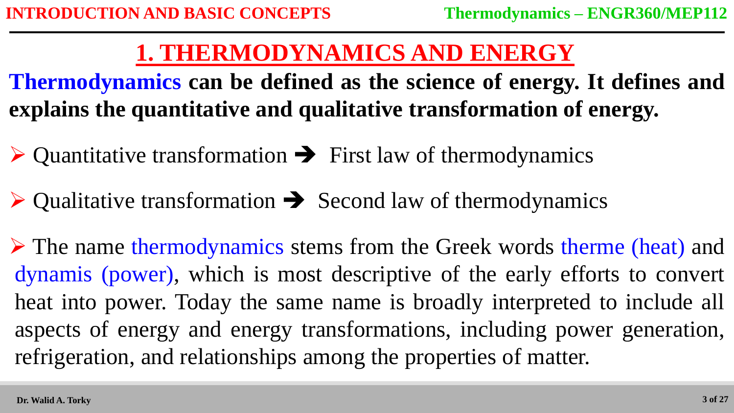# 1. THERMODYNAMICS AND ENERGY

**Thermodynamics can be defined as the science of energy. It defines and explains the quantitative and qualitative transformation of energy.**

- Quantitative transformation ➔ First law of thermodynamics
- Qualitative transformation ➔ Second law of thermodynamics
- The name thermodynamics stems from the Greek words therme (heat) and dynamis (power), which is most descriptive of the early efforts to convert heat into power. Today the same name is broadly interpreted to include all aspects of energy and energy transformations, including power generation, refrigeration, and relationships among the properties of matter.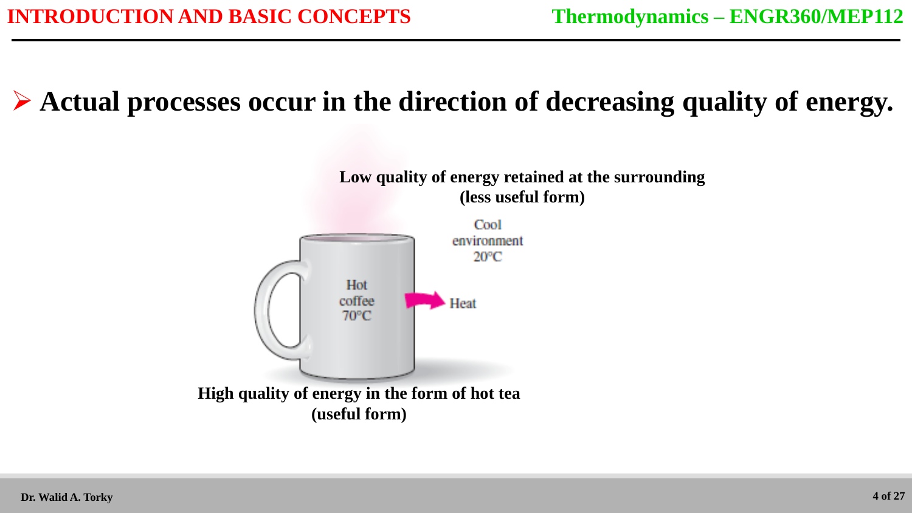- **Actual processes occur in the direction of decreasing quality of energy.**

**Low quality of energy retained at the surrounding (less useful form)**

Cool environment 20°C

Hot coffee 70°C

Heat

**High quality of energy in the form of hot tea (useful form)**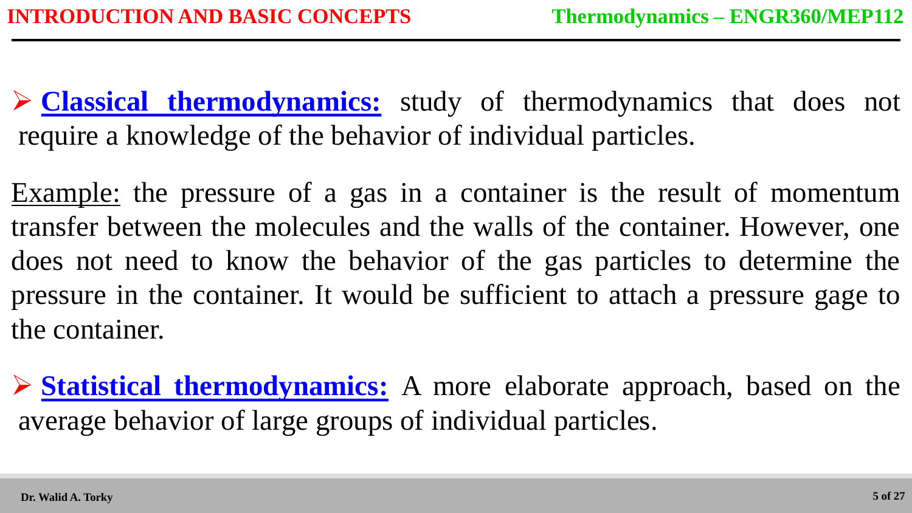- **Classical thermodynamics:** study of thermodynamics that does not require a knowledge of the behavior of individual particles.

Example: the pressure of a gas in a container is the result of momentum transfer between the molecules and the walls of the container. However, one does not need to know the behavior of the gas particles to determine the pressure in the container. It would be sufficient to attach a pressure gage to the container.

- **Statistical thermodynamics:** A more elaborate approach, based on the average behavior of large groups of individual particles.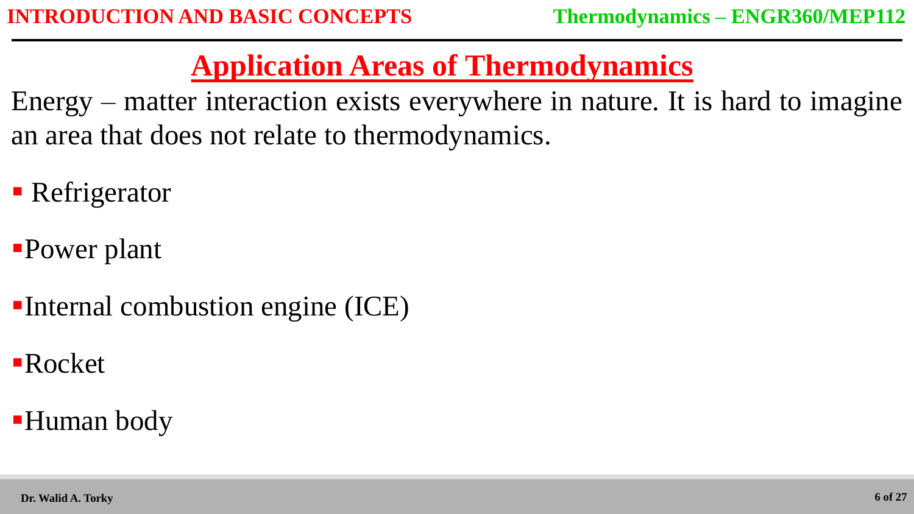## Application Areas of Thermodynamics

Energy – matter interaction exists everywhere in nature. It is hard to imagine an area that does not relate to thermodynamics.

- Refrigerator
- Power plant
- Internal combustion engine (ICE)
- Rocket
- Human body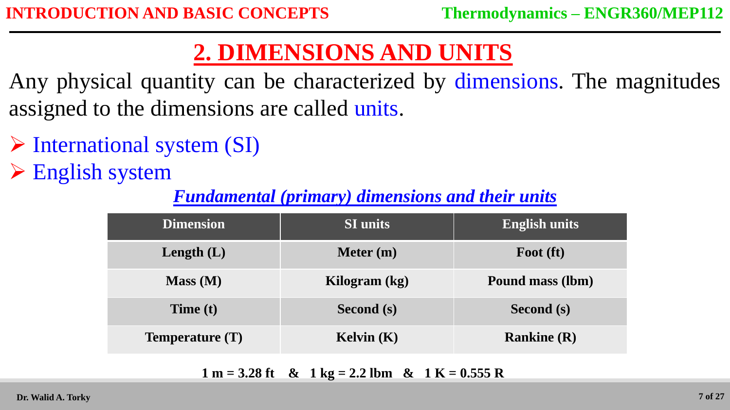## 2. DIMENSIONS AND UNITS

Any physical quantity can be characterized by dimensions. The magnitudes assigned to the dimensions are called units.

- International system (SI)
- English system

***Fundamental (primary) dimensions and their units***

| Dimension | SI units | English units |
|---|---|---|
| **Length (L)** | **Meter (m)** | **Foot (ft)** |
| **Mass (M)** | **Kilogram (kg)** | **Pound mass (lbm)** |
| **Time (t)** | **Second (s)** | **Second (s)** |
| **Temperature (T)** | **Kelvin (K)** | **Rankine (R)** |

**1 m = 3.28 ft & 1 kg = 2.2 lbm & 1 K = 0.555 R**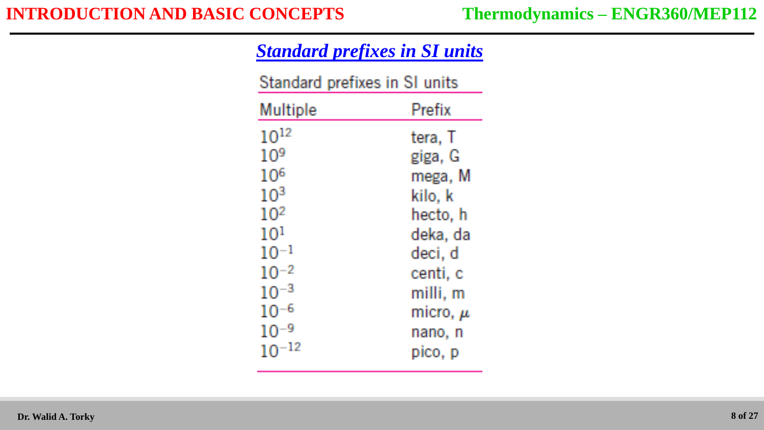## *Standard prefixes in SI units*

Standard prefixes in SI units

| Multiple | Prefix |
|---|---|
| $10^{12}$ | tera, T |
| $10^{9}$ | giga, G |
| $10^{6}$ | mega, M |
| $10^{3}$ | kilo, k |
| $10^{2}$ | hecto, h |
| $10^{1}$ | deka, da |
| $10^{-1}$ | deci, d |
| $10^{-2}$ | centi, c |
| $10^{-3}$ | milli, m |
| $10^{-6}$ | micro, $\mu$ |
| $10^{-9}$ | nano, n |
| $10^{-12}$ | pico, p |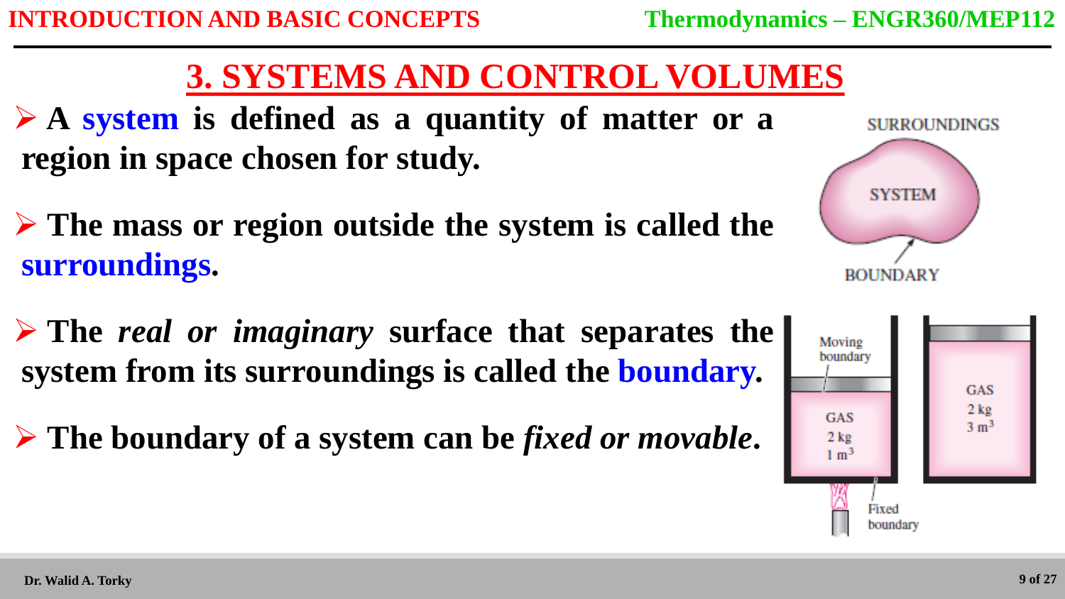# 3. SYSTEMS AND CONTROL VOLUMES

- **A system is defined as a quantity of matter or a region in space chosen for study.**

- **The mass or region outside the system is called the surroundings.**

- **The *real or imaginary* surface that separates the system from its surroundings is called the boundary.**

- **The boundary of a system can be *fixed or movable*.**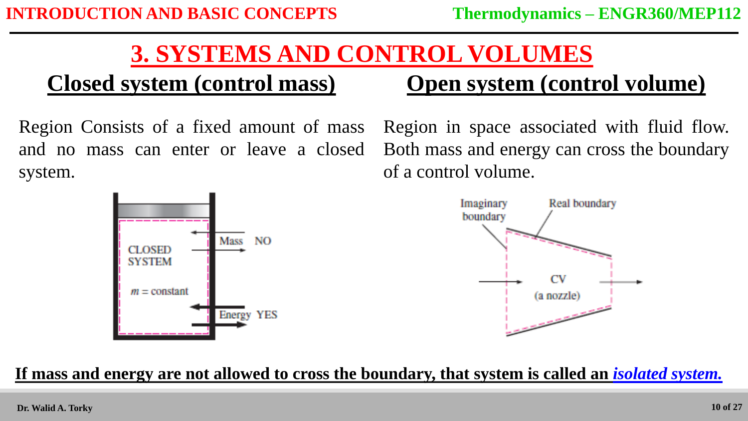# 3. SYSTEMS AND CONTROL VOLUMES

## Closed system (control mass)

Region Consists of a fixed amount of mass and no mass can enter or leave a closed system.

CLOSED SYSTEM

$m$ = constant

Mass NO

Energy YES

## Open system (control volume)

Region in space associated with fluid flow. Both mass and energy can cross the boundary of a control volume.

Imaginary boundary

Real boundary

CV (a nozzle)

**If mass and energy are not allowed to cross the boundary, that system is called an *isolated system.***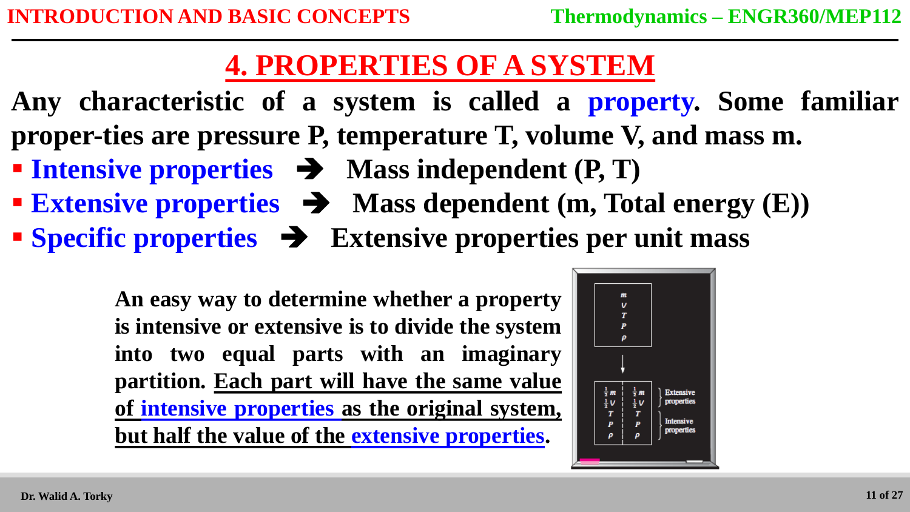# 4. PROPERTIES OF A SYSTEM

**Any characteristic of a system is called a property. Some familiar proper-ties are pressure P, temperature T, volume V, and mass m.**

- **Intensive properties ➔ Mass independent (P, T)**
- **Extensive properties ➔ Mass dependent (m, Total energy (E))**
- **Specific properties ➔ Extensive properties per unit mass**

**An easy way to determine whether a property is intensive or extensive is to divide the system into two equal parts with an imaginary partition. Each part will have the same value of intensive properties as the original system, but half the value of the extensive properties.**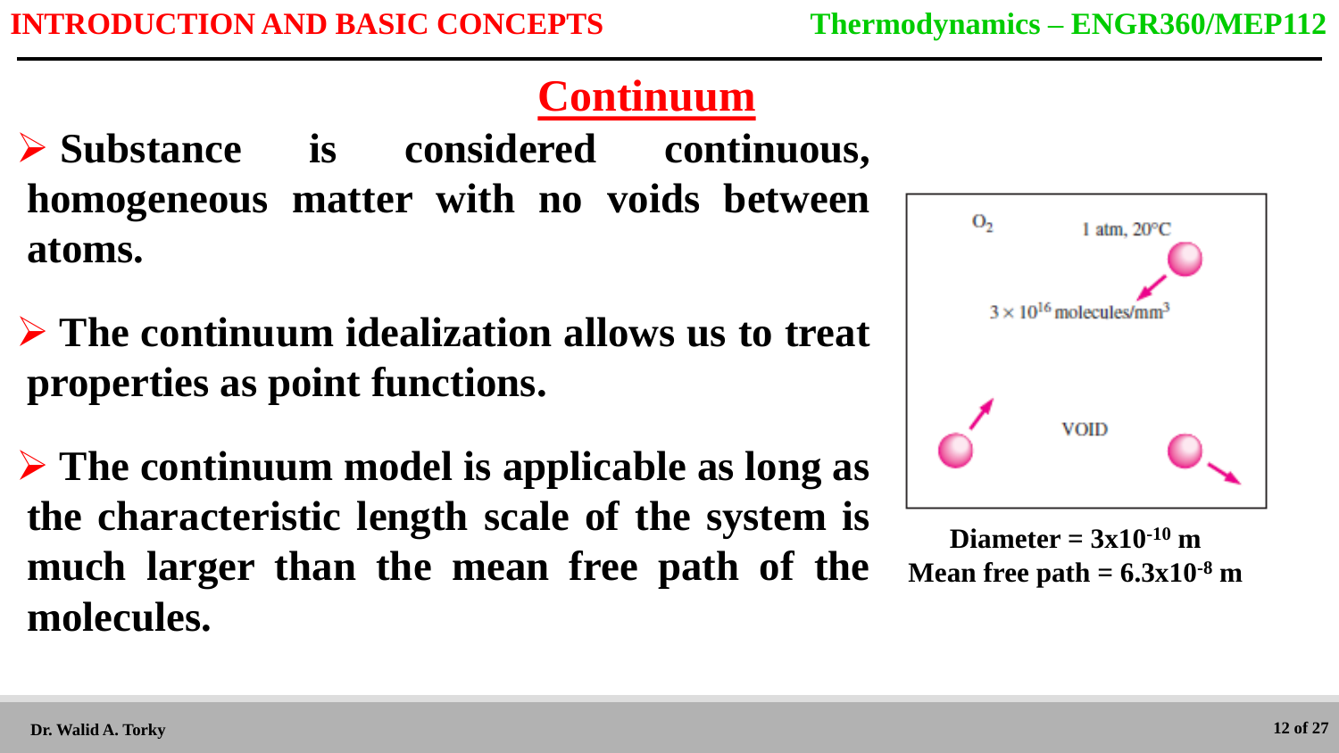# Continuum

- **Substance is considered continuous, homogeneous matter with no voids between atoms.**

- **The continuum idealization allows us to treat properties as point functions.**

- **The continuum model is applicable as long as the characteristic length scale of the system is much larger than the mean free path of the molecules.**

$O_2$ 1 atm, 20°C

$3 \times 10^{16}$ molecules/mm$^3$

VOID

**Diameter = $3\text{x}10^{-10}$ m**
**Mean free path = $6.3\text{x}10^{-8}$ m**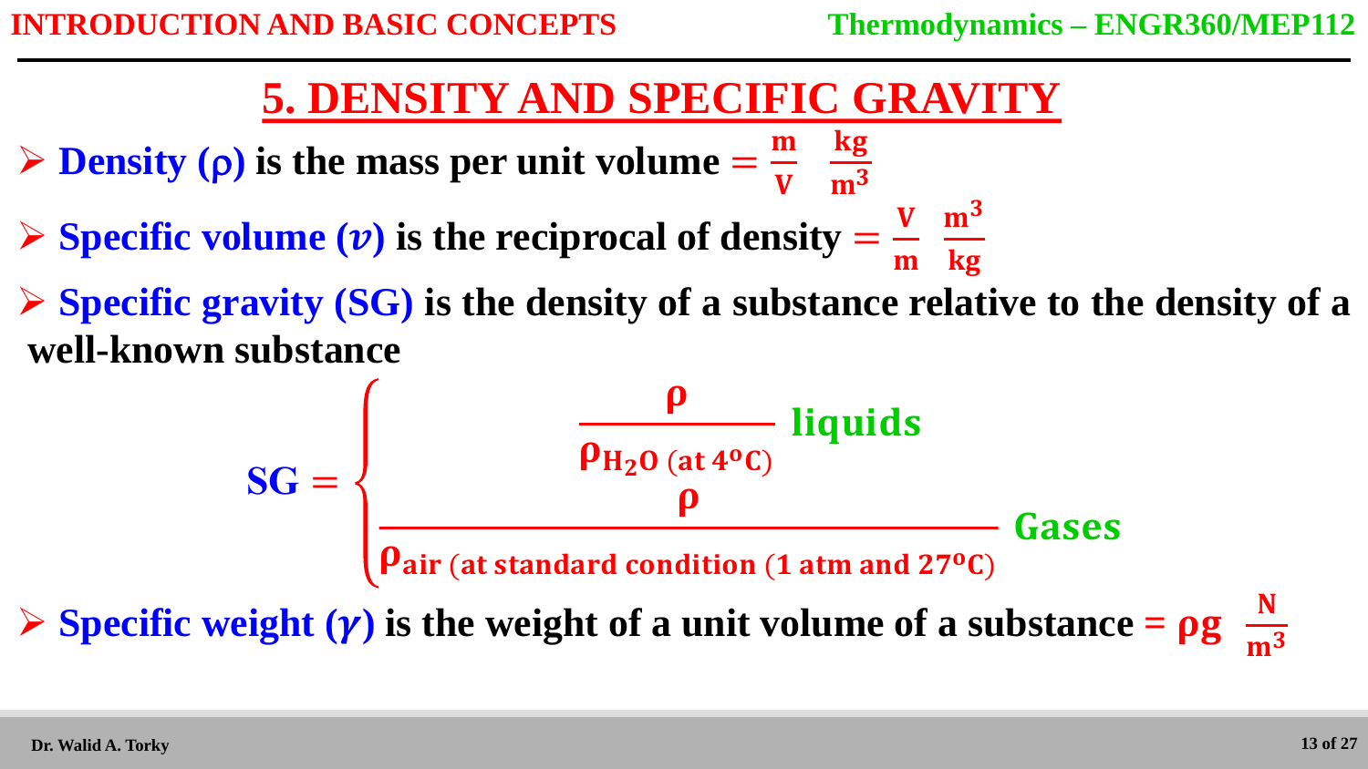## 5. DENSITY AND SPECIFIC GRAVITY

- **Density ($\rho$) is the mass per unit volume** $= \frac{m}{V}$ $\frac{kg}{m^3}$
- **Specific volume ($v$) is the reciprocal of density** $= \frac{V}{m}$ $\frac{m^3}{kg}$
- **Specific gravity (SG) is the density of a substance relative to the density of a well-known substance**

$$SG = \begin{cases} \dfrac{\rho}{\rho_{H_2O\ (at\ 4^oC)}} & \text{liquids} \\[2ex] \dfrac{\rho}{\rho_{air\ (at\ standard\ condition\ (1\ atm\ and\ 27^oC)}} & \text{Gases} \end{cases}$$

- **Specific weight ($\gamma$) is the weight of a unit volume of a substance** $= \rho g$ $\frac{N}{m^3}$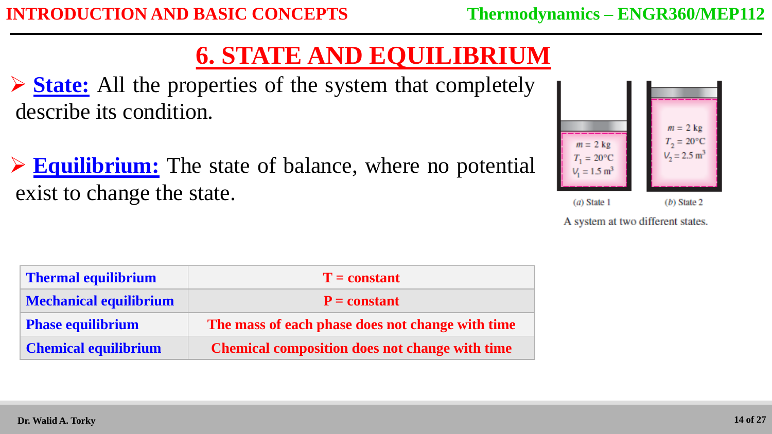# 6. STATE AND EQUILIBRIUM

- **State:** All the properties of the system that completely describe its condition.

- **Equilibrium:** The state of balance, where no potential exist to change the state.

$m = 2$ kg, $T_1 = 20°C$, $V_1 = 1.5\ m^3$

$m = 2$ kg, $T_2 = 20°C$, $V_2 = 2.5\ m^3$

(*a*) State 1 (*b*) State 2

A system at two different states.

| Thermal equilibrium | T = constant |
|---|---|
| Mechanical equilibrium | P = constant |
| Phase equilibrium | The mass of each phase does not change with time |
| Chemical equilibrium | Chemical composition does not change with time |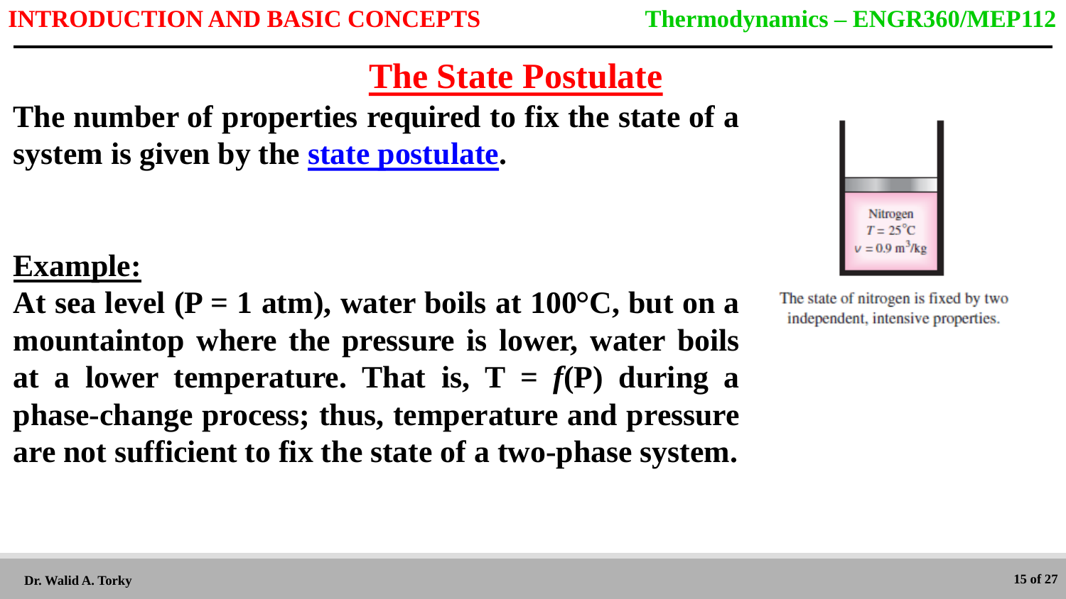# The State Postulate

**The number of properties required to fix the state of a system is given by the state postulate.**

**Example:**

**At sea level (P = 1 atm), water boils at 100°C, but on a mountaintop where the pressure is lower, water boils at a lower temperature. That is, T = *f*(P) during a phase-change process; thus, temperature and pressure are not sufficient to fix the state of a two-phase system.**

Nitrogen
$T = 25°C$
$v = 0.9 \ m^3/kg$

The state of nitrogen is fixed by two independent, intensive properties.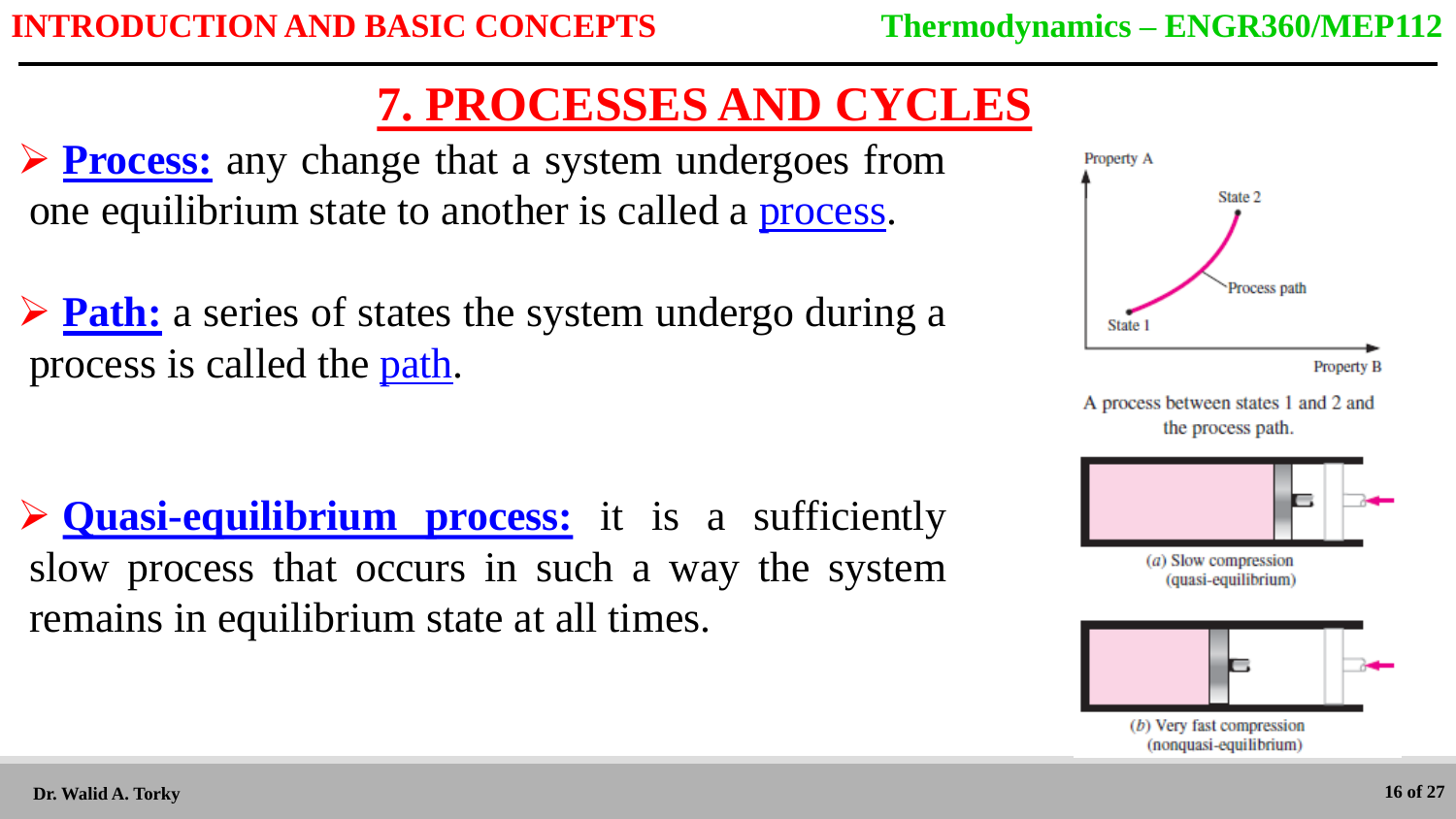# 7. PROCESSES AND CYCLES

- **Process:** any change that a system undergoes from one equilibrium state to another is called a process.

- **Path:** a series of states the system undergo during a process is called the path.

- **Quasi-equilibrium process:** it is a sufficiently slow process that occurs in such a way the system remains in equilibrium state at all times.

A process between states 1 and 2 and the process path.

(a) Slow compression (quasi-equilibrium)

(b) Very fast compression (nonquasi-equilibrium)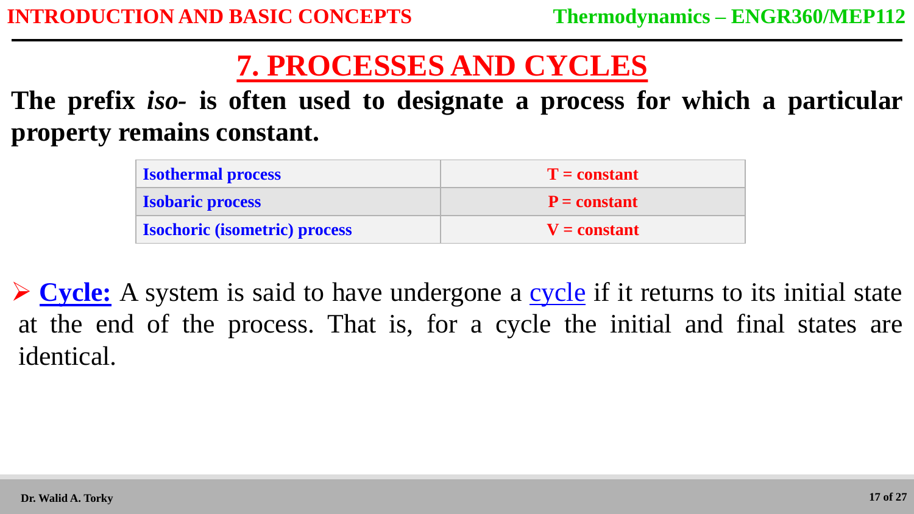# 7. PROCESSES AND CYCLES

**The prefix *iso-* is often used to designate a process for which a particular property remains constant.**

| | |
|---|---|
| **Isothermal process** | **T = constant** |
| **Isobaric process** | **P = constant** |
| **Isochoric (isometric) process** | **V = constant** |

- **Cycle:** A system is said to have undergone a cycle if it returns to its initial state at the end of the process. That is, for a cycle the initial and final states are identical.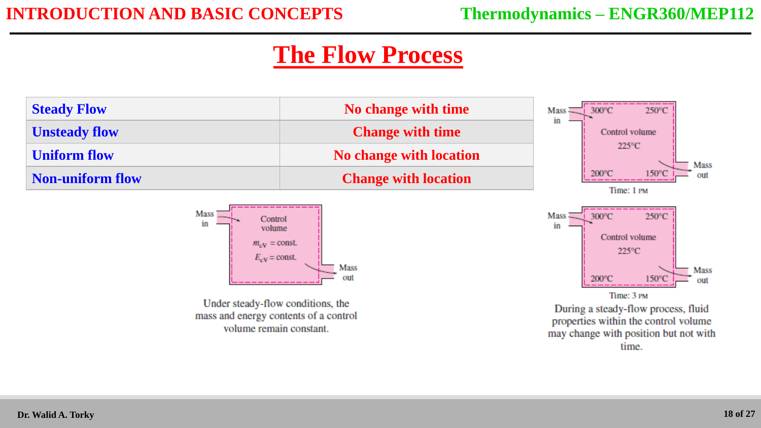# The Flow Process

| Steady Flow | No change with time |
|---|---|
| Unsteady flow | Change with time |
| Uniform flow | No change with location |
| Non-uniform flow | Change with location |

Mass in — Control volume — $m_{CV}$ = const. — $E_{CV}$ = const. — Mass out

Under steady-flow conditions, the mass and energy contents of a control volume remain constant.

Mass in — 300°C — 250°C — Control volume — 225°C — 200°C — 150°C — Mass out

Time: 1 PM

Mass in — 300°C — 250°C — Control volume — 225°C — 200°C — 150°C — Mass out

Time: 3 PM

During a steady-flow process, fluid properties within the control volume may change with position but not with time.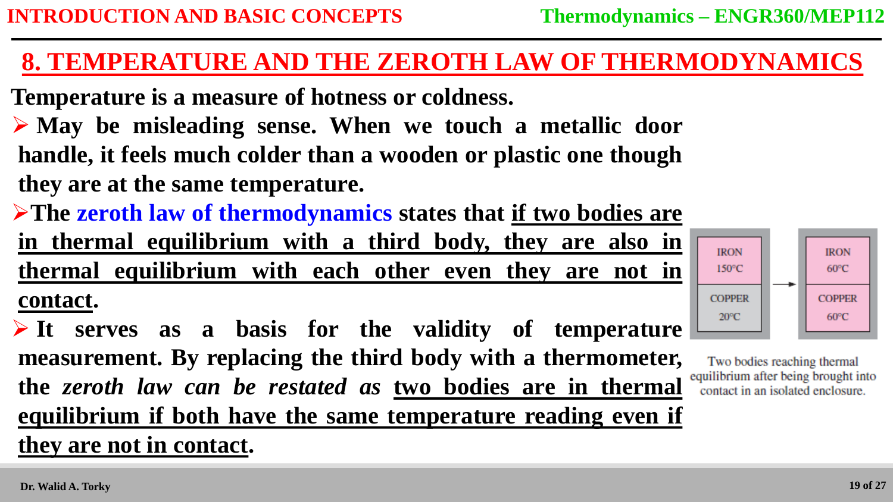# 8. TEMPERATURE AND THE ZEROTH LAW OF THERMODYNAMICS

**Temperature is a measure of hotness or coldness.**

- **May be misleading sense. When we touch a metallic door handle, it feels much colder than a wooden or plastic one though they are at the same temperature.**
- **The zeroth law of thermodynamics states that <u>if two bodies are in thermal equilibrium with a third body, they are also in thermal equilibrium with each other even they are not in contact</u>.**
- **It serves as a basis for the validity of temperature measurement. By replacing the third body with a thermometer, the *zeroth law can be restated as* <u>two bodies are in thermal equilibrium if both have the same temperature reading even if they are not in contact</u>.**

| IRON 150°C | → | IRON 60°C |
|---|---|---|
| COPPER 20°C | | COPPER 60°C |

Two bodies reaching thermal equilibrium after being brought into contact in an isolated enclosure.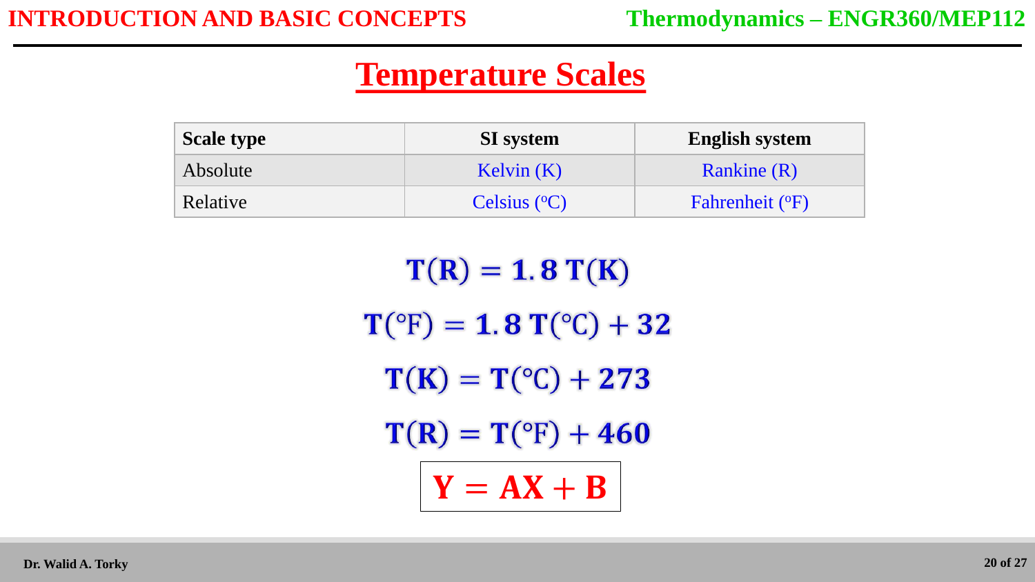# Temperature Scales

| Scale type | SI system | English system |
|---|---|---|
| Absolute | Kelvin (K) | Rankine (R) |
| Relative | Celsius ($^oC$) | Fahrenheit ($^oF$) |

$$\mathbf{T(R) = 1.8\,T(K)}$$

$$\mathbf{T(°F) = 1.8\,T(°C) + 32}$$

$$\mathbf{T(K) = T(°C) + 273}$$

$$\mathbf{T(R) = T(°F) + 460}$$

$$\boxed{\mathbf{Y = AX + B}}$$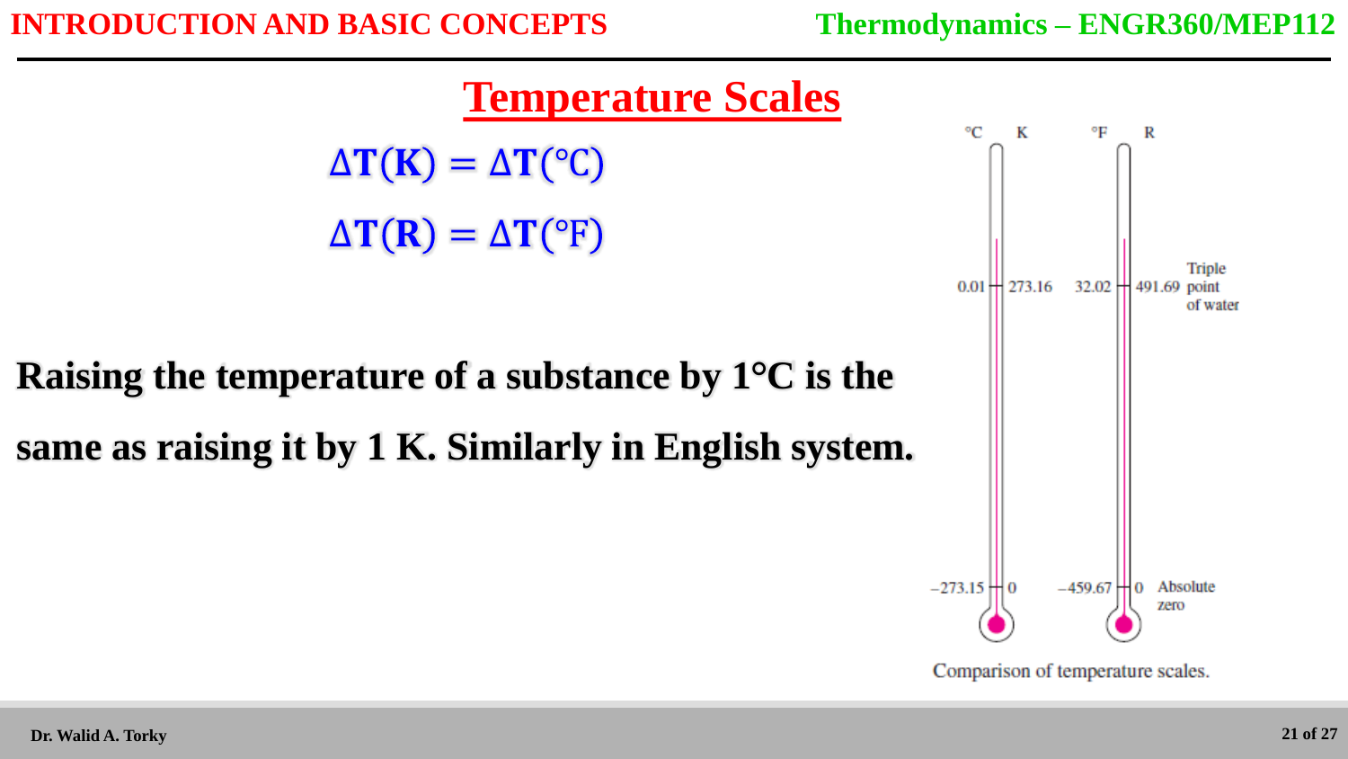# Temperature Scales

$$\Delta T(K) = \Delta T(°C)$$

$$\Delta T(R) = \Delta T(°F)$$

**Raising the temperature of a substance by 1°C is the same as raising it by 1 K. Similarly in English system.**

| °C | K | °F | R | |
|---|---|---|---|---|
| 0.01 | 273.16 | 32.02 | 491.69 | Triple point of water |
| –273.15 | 0 | –459.67 | 0 | Absolute zero |

Comparison of temperature scales.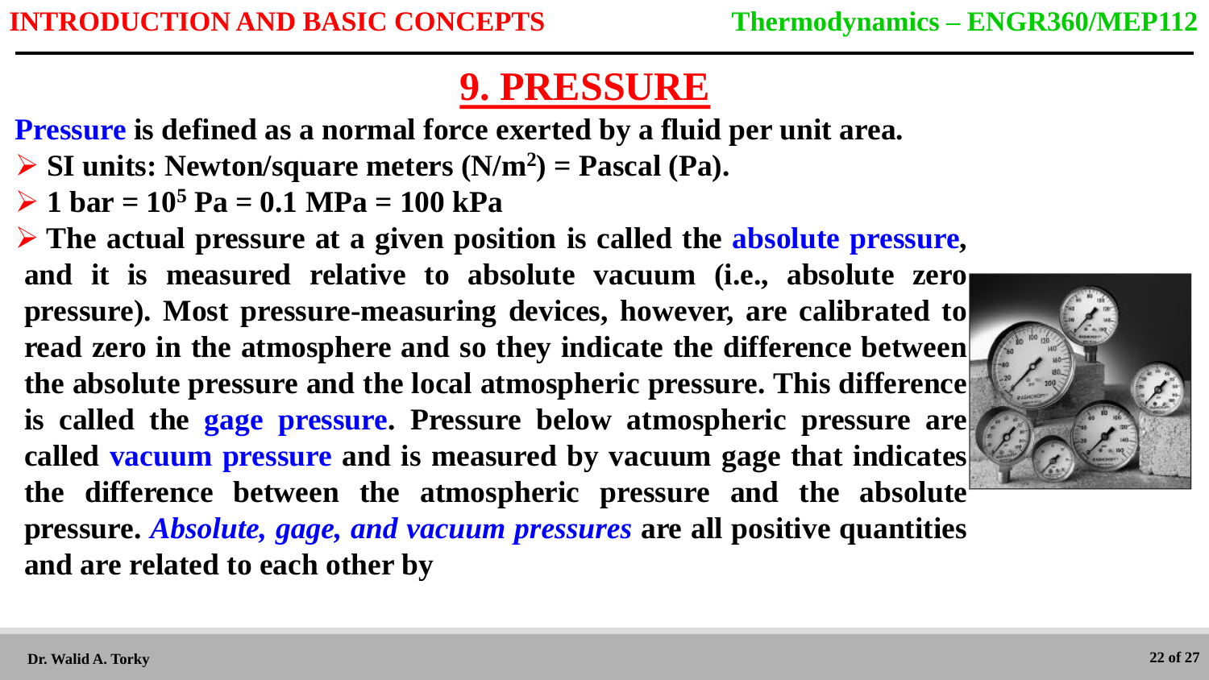# 9. PRESSURE

**Pressure is defined as a normal force exerted by a fluid per unit area.**

- **SI units: Newton/square meters ($N/m^2$) = Pascal (Pa).**
- **1 bar = $10^5$ Pa = 0.1 MPa = 100 kPa**
- **The actual pressure at a given position is called the absolute pressure, and it is measured relative to absolute vacuum (i.e., absolute zero pressure). Most pressure-measuring devices, however, are calibrated to read zero in the atmosphere and so they indicate the difference between the absolute pressure and the local atmospheric pressure. This difference is called the gage pressure. Pressure below atmospheric pressure are called vacuum pressure and is measured by vacuum gage that indicates the difference between the atmospheric pressure and the absolute pressure.** ***Absolute, gage, and vacuum pressures*** **are all positive quantities and are related to each other by**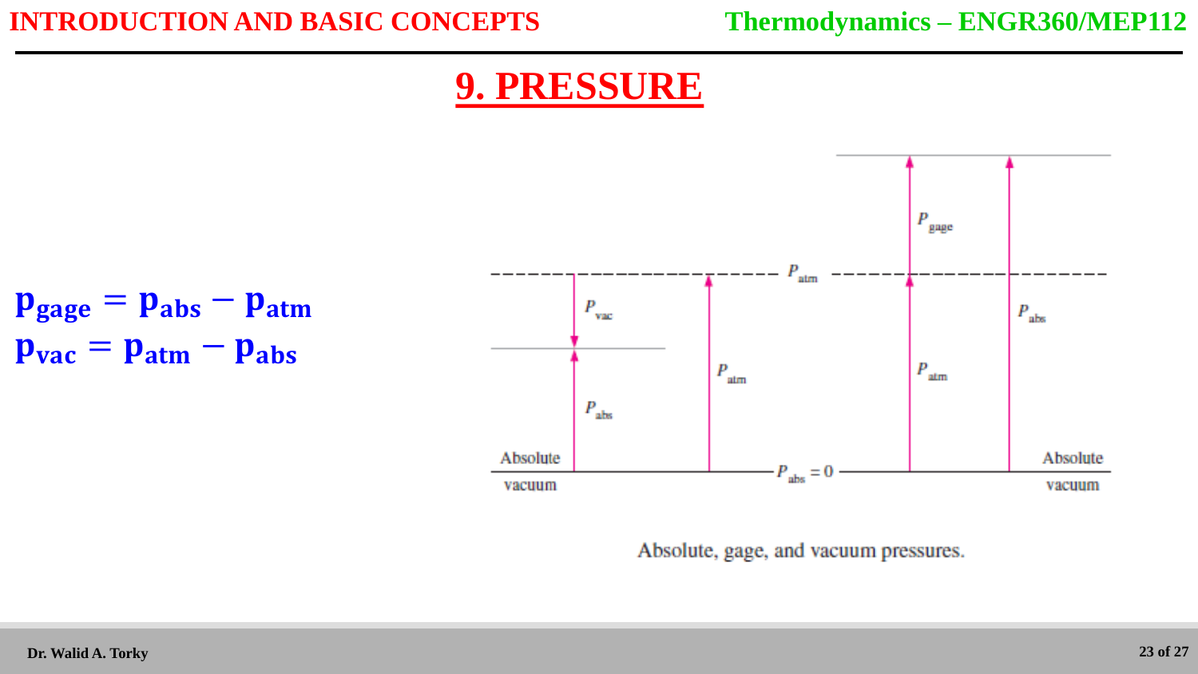# 9. PRESSURE

$$p_{gage} = p_{abs} - p_{atm}$$

$$p_{vac} = p_{atm} - p_{abs}$$

Absolute, gage, and vacuum pressures.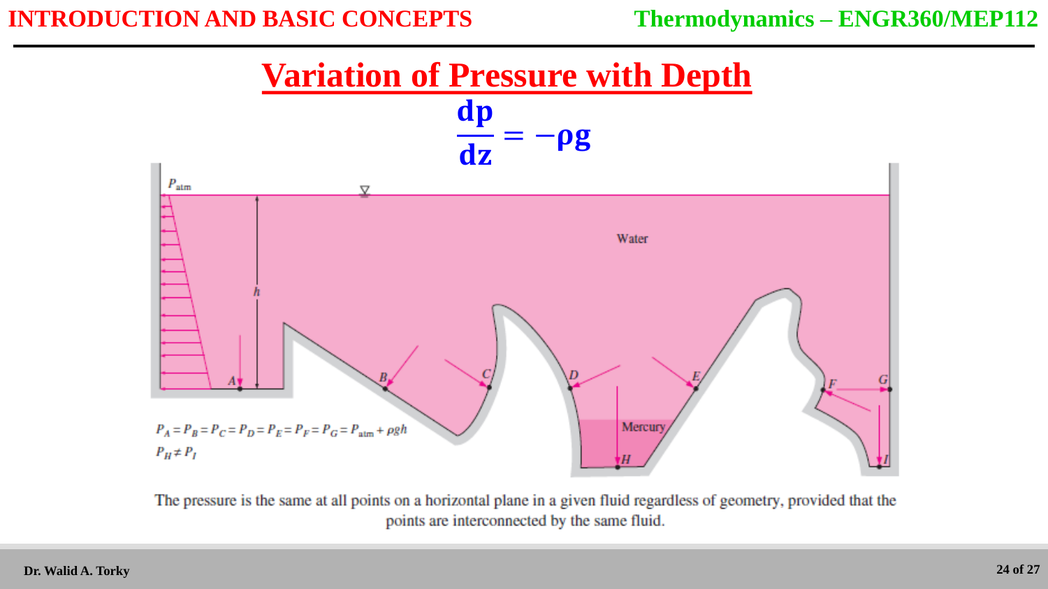# Variation of Pressure with Depth

$$\frac{dp}{dz} = -\rho g$$

$P_A = P_B = P_C = P_D = P_E = P_F = P_G = P_{atm} + \rho g h$

$P_H \neq P_I$

The pressure is the same at all points on a horizontal plane in a given fluid regardless of geometry, provided that the points are interconnected by the same fluid.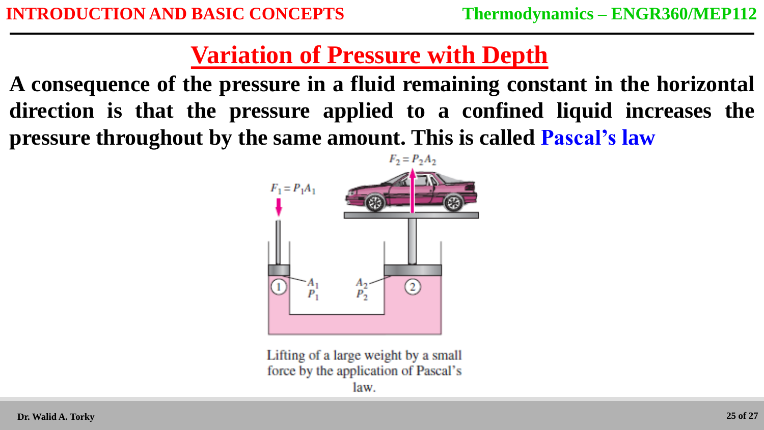## Variation of Pressure with Depth

**A consequence of the pressure in a fluid remaining constant in the horizontal direction is that the pressure applied to a confined liquid increases the pressure throughout by the same amount. This is called Pascal's law**

$F_2 = P_2 A_2$

$F_1 = P_1 A_1$

Lifting of a large weight by a small force by the application of Pascal's law.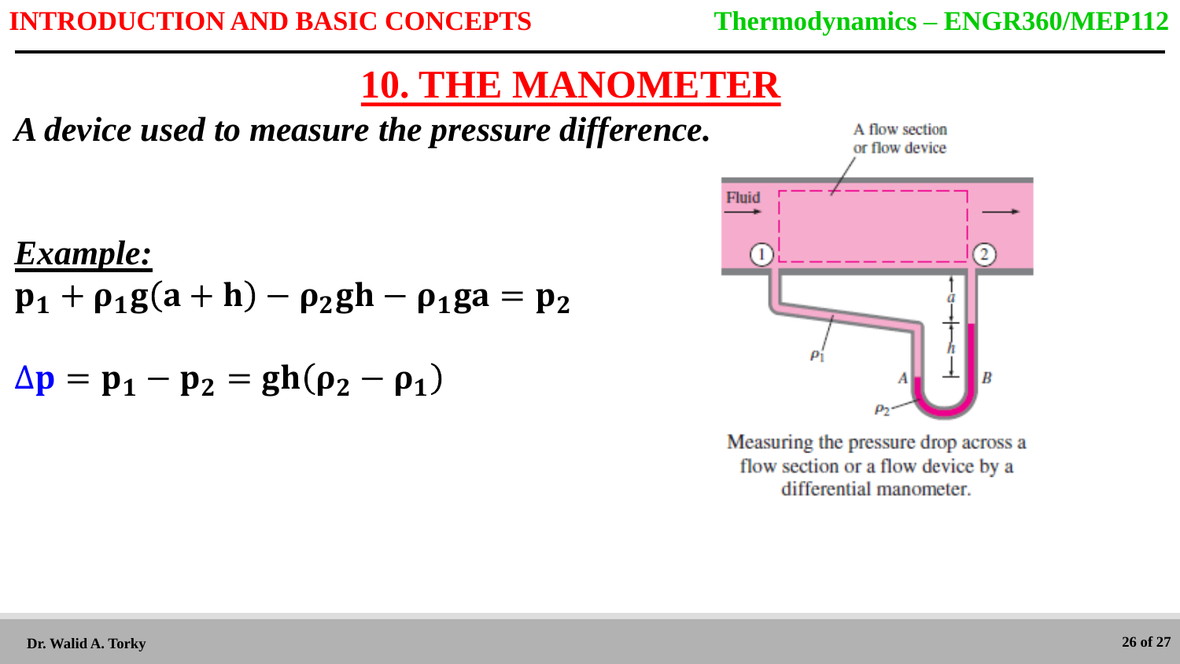# 10. THE MANOMETER

***A device used to measure the pressure difference.***

***Example:***

$$\mathbf{p_1 + \rho_1 g(a + h) - \rho_2 g h - \rho_1 g a = p_2}$$

$$\Delta \mathbf{p = p_1 - p_2 = gh(\rho_2 - \rho_1)}$$

Measuring the pressure drop across a flow section or a flow device by a differential manometer.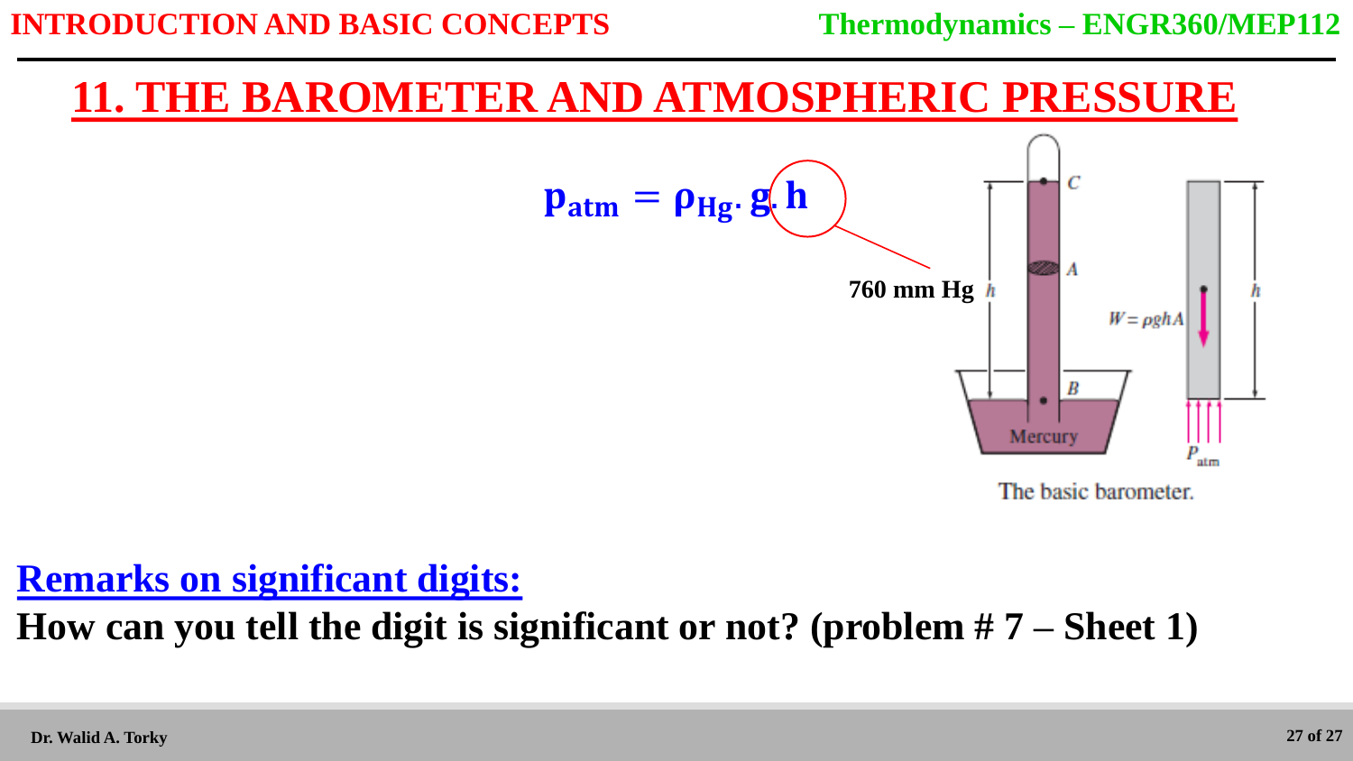# 11. THE BAROMETER AND ATMOSPHERIC PRESSURE

$$p_{atm} = \rho_{Hg} \cdot g \cdot h$$

760 mm Hg

The basic barometer.

## Remarks on significant digits:

**How can you tell the digit is significant or not? (problem # 7 – Sheet 1)**